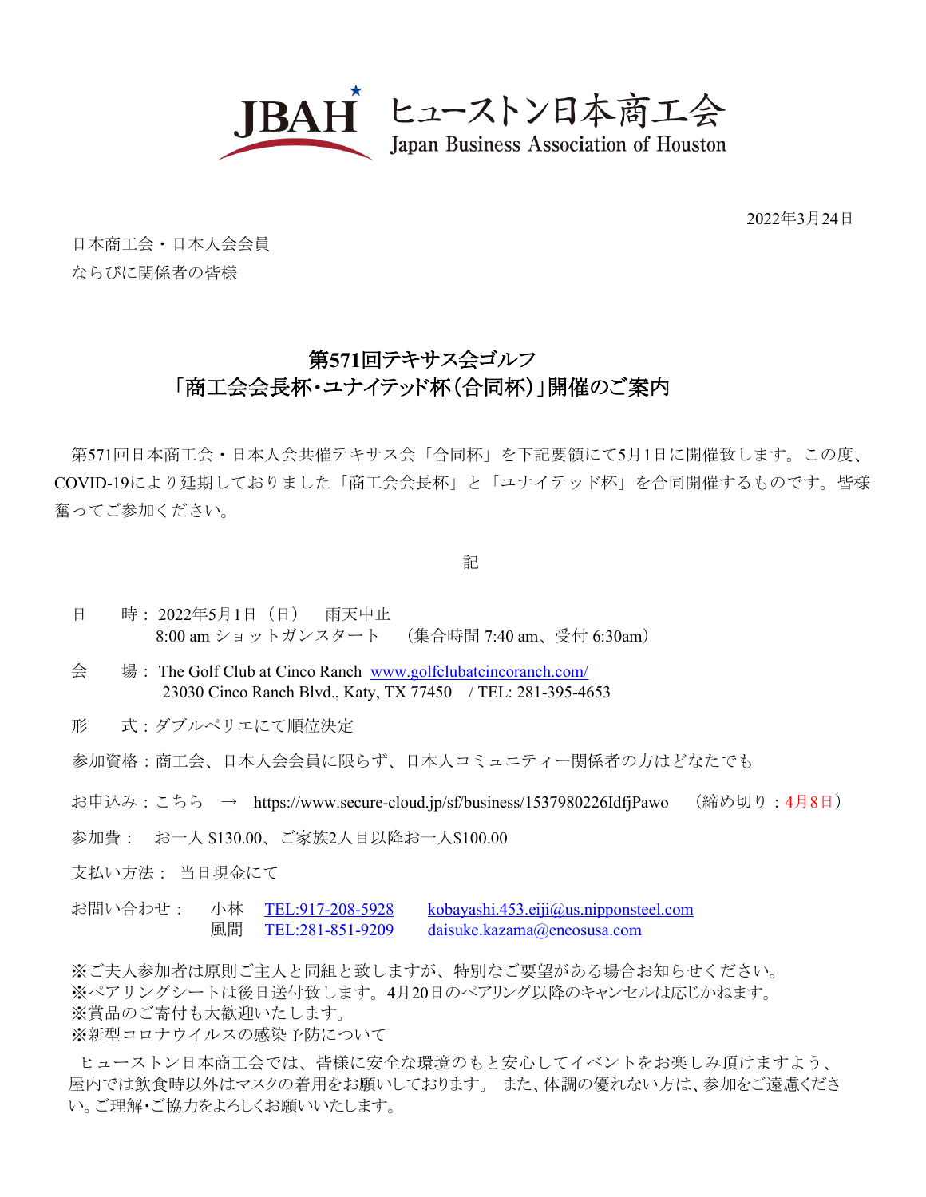JBAH ヒューストン日本商工会
Japan Business Association of Houston

2022年3月24日

日本商工会・日本人会会員
ならびに関係者の皆様

## 第571回テキサス会ゴルフ
## 「商工会会長杯・ユナイテッド杯（合同杯）」開催のご案内

第571回日本商工会・日本人会共催テキサス会「合同杯」を下記要領にて5月1日に開催致します。この度、COVID-19により延期しておりました「商工会会長杯」と「ユナイテッド杯」を合同開催するものです。皆様奮ってご参加ください。

記

日　　時：2022年5月1日（日）　雨天中止
8:00 am ショットガンスタート　（集合時間 7:40 am、受付 6:30am）

会　　場：The Golf Club at Cinco Ranch www.golfclubatcincoranch.com/
23030 Cinco Ranch Blvd., Katy, TX 77450　/ TEL: 281-395-4653

形　　式：ダブルペリエにて順位決定

参加資格：商工会、日本人会会員に限らず、日本人コミュニティー関係者の方はどなたでも

お申込み：こちら　→　https://www.secure-cloud.jp/sf/business/1537980226IdfjPawo　（締め切り：4月8日）

参加費：　お一人 $130.00、ご家族2人目以降お一人$100.00

支払い方法：当日現金にて

お問い合わせ：　小林　TEL:917-208-5928　kobayashi.453.eiji@us.nipponsteel.com
風間　TEL:281-851-9209　daisuke.kazama@eneosusa.com

※ご夫人参加者は原則ご主人と同組と致しますが、特別なご要望がある場合お知らせください。
※ペアリングシートは後日送付致します。4月20日のペアリング以降のキャンセルは応じかねます。
※賞品のご寄付も大歓迎いたします。
※新型コロナウイルスの感染予防について

ヒューストン日本商工会では、皆様に安全な環境のもと安心してイベントをお楽しみ頂けますよう、屋内では飲食時以外はマスクの着用をお願いしております。 また、体調の優れない方は、参加をご遠慮ください。ご理解・ご協力をよろしくお願いいたします。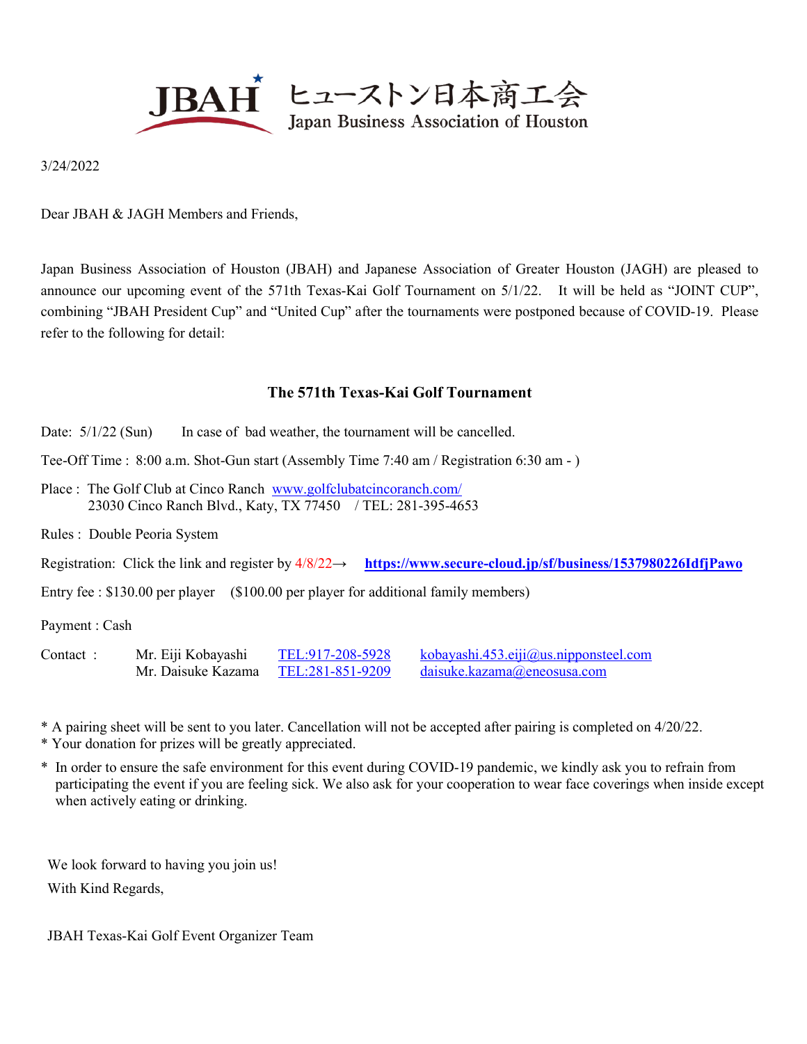JBAH ヒューストン日本商工会
Japan Business Association of Houston

3/24/2022

Dear JBAH & JAGH Members and Friends,

Japan Business Association of Houston (JBAH) and Japanese Association of Greater Houston (JAGH) are pleased to announce our upcoming event of the 571th Texas-Kai Golf Tournament on 5/1/22. It will be held as "JOINT CUP", combining "JBAH President Cup" and "United Cup" after the tournaments were postponed because of COVID-19. Please refer to the following for detail:

## The 571th Texas-Kai Golf Tournament

Date: 5/1/22 (Sun) In case of bad weather, the tournament will be cancelled.

Tee-Off Time : 8:00 a.m. Shot-Gun start (Assembly Time 7:40 am / Registration 6:30 am - )

Place : The Golf Club at Cinco Ranch www.golfclubatcincoranch.com/
23030 Cinco Ranch Blvd., Katy, TX 77450 / TEL: 281-395-4653

Rules : Double Peoria System

Registration: Click the link and register by 4/8/22→ **https://www.secure-cloud.jp/sf/business/1537980226IdfjPawo**

Entry fee : $130.00 per player ($100.00 per player for additional family members)

Payment : Cash

Contact :
Mr. Eiji Kobayashi TEL:917-208-5928 kobayashi.453.eiji@us.nipponsteel.com
Mr. Daisuke Kazama TEL:281-851-9209 daisuke.kazama@eneosusa.com

* A pairing sheet will be sent to you later. Cancellation will not be accepted after pairing is completed on 4/20/22.
* Your donation for prizes will be greatly appreciated.
* In order to ensure the safe environment for this event during COVID-19 pandemic, we kindly ask you to refrain from participating the event if you are feeling sick. We also ask for your cooperation to wear face coverings when inside except when actively eating or drinking.

We look forward to having you join us!
With Kind Regards,

JBAH Texas-Kai Golf Event Organizer Team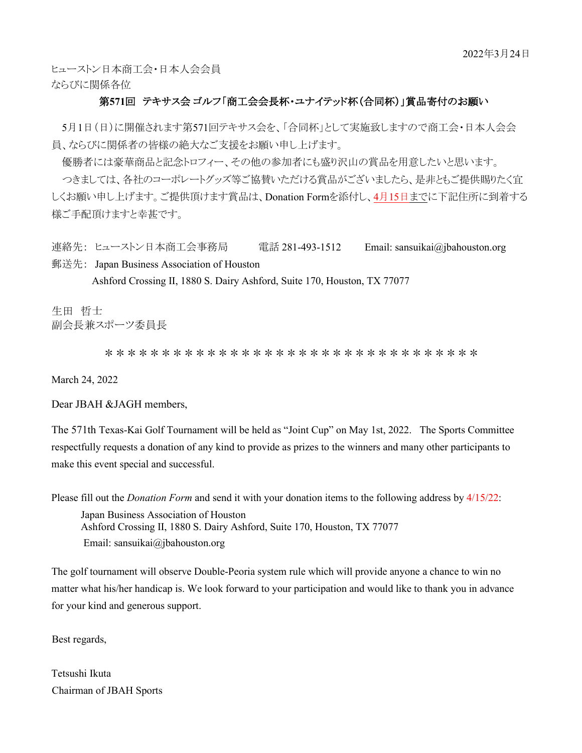2022年3月24日

ヒューストン日本商工会・日本人会会員
ならびに関係各位

**第571回 テキサス会 ゴルフ「商工会会長杯・ユナイテッド杯（合同杯）」賞品寄付のお願い**

5月1日（日）に開催されます第571回テキサス会を、「合同杯」として実施致しますので商工会・日本人会会員、ならびに関係者の皆様の絶大なご支援をお願い申し上げます。

優勝者には豪華商品と記念トロフィー、その他の参加者にも盛り沢山の賞品を用意したいと思います。

つきましては、各社のコーポレートグッズ等ご協賛いただける賞品がございましたら、是非ともご提供賜りたく宜しくお願い申し上げます。ご提供頂けます賞品は、Donation Formを添付し、4月15日までに下記住所に到着する様ご手配頂けますと幸甚です。

連絡先： ヒューストン日本商工会事務局　　電話 281-493-1512　　Email: sansuikai@jbahouston.org
郵送先： Japan Business Association of Houston
Ashford Crossing II, 1880 S. Dairy Ashford, Suite 170, Houston, TX 77077

生田 哲士
副会長兼スポーツ委員長

＊＊＊＊＊＊＊＊＊＊＊＊＊＊＊＊＊＊＊＊＊＊＊＊＊＊＊＊＊＊＊＊＊

March 24, 2022

Dear JBAH &JAGH members,

The 571th Texas-Kai Golf Tournament will be held as "Joint Cup" on May 1st, 2022. The Sports Committee respectfully requests a donation of any kind to provide as prizes to the winners and many other participants to make this event special and successful.

Please fill out the *Donation Form* and send it with your donation items to the following address by 4/15/22:

Japan Business Association of Houston
Ashford Crossing II, 1880 S. Dairy Ashford, Suite 170, Houston, TX 77077
Email: sansuikai@jbahouston.org

The golf tournament will observe Double-Peoria system rule which will provide anyone a chance to win no matter what his/her handicap is. We look forward to your participation and would like to thank you in advance for your kind and generous support.

Best regards,

Tetsushi Ikuta
Chairman of JBAH Sports